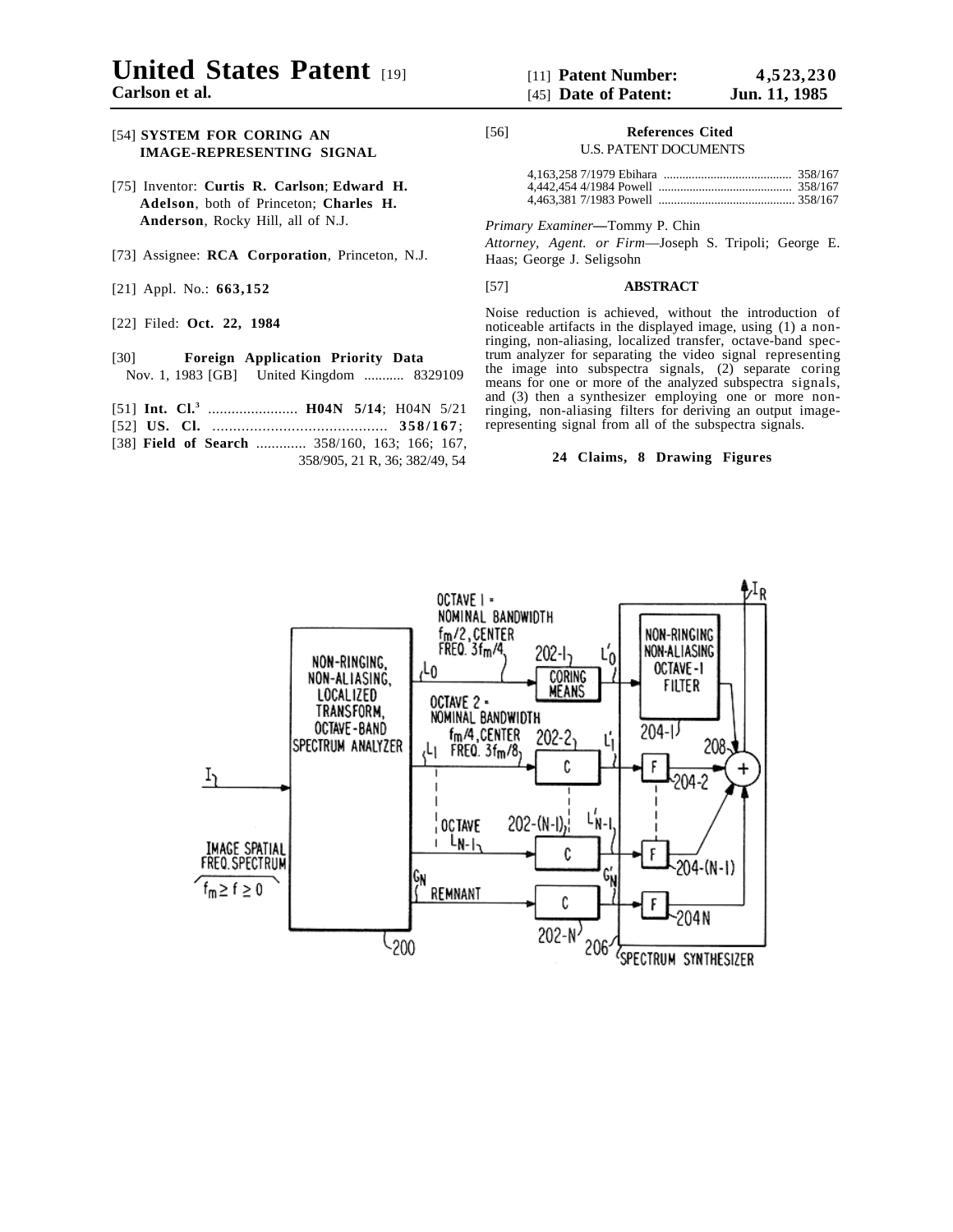# United States Patent [19]

**Carlson et al.**

[11] **Patent Number:** 4,523,230

[45] **Date of Patent:** Jun. 11, 1985

[54] **SYSTEM FOR CORING AN IMAGE-REPRESENTING SIGNAL**

[75] Inventor: **Curtis R. Carlson**; **Edward H. Adelson**, both of Princeton; **Charles H. Anderson**, Rocky Hill, all of N.J.

[73] Assignee: **RCA Corporation**, Princeton, N.J.

[21] Appl. No.: **663,152**

[22] Filed: **Oct. 22, 1984**

[30] **Foreign Application Priority Data**

Nov. 1, 1983 [GB] United Kingdom ........... 8329109

[51] **Int. Cl.**[3] ....................... **H04N 5/14**; H04N 5/21

[52] **US. Cl.** .......................................... **358/167**;

[38] **Field of Search** ............. 358/160, 163; 166; 167, 358/905, 21 R, 36; 382/49, 54

[56] **References Cited**

U.S. PATENT DOCUMENTS

4,163,258 7/1979 Ebihara ......................................... 358/167
4,442,454 4/1984 Powell ........................................... 358/167
4,463,381 7/1983 Powell ............................................ 358/167

*Primary Examiner*—Tommy P. Chin

*Attorney, Agent. or Firm*—Joseph S. Tripoli; George E. Haas; George J. Seligsohn

[57] **ABSTRACT**

Noise reduction is achieved, without the introduction of noticeable artifacts in the displayed image, using (1) a non-ringing, non-aliasing, localized transfer, octave-band spectrum analyzer for separating the video signal representing the image into subspectra signals, (2) separate coring means for one or more of the analyzed subspectra signals, and (3) then a synthesizer employing one or more non-ringing, non-aliasing filters for deriving an output image-representing signal from all of the subspectra signals.

**24 Claims, 8 Drawing Figures**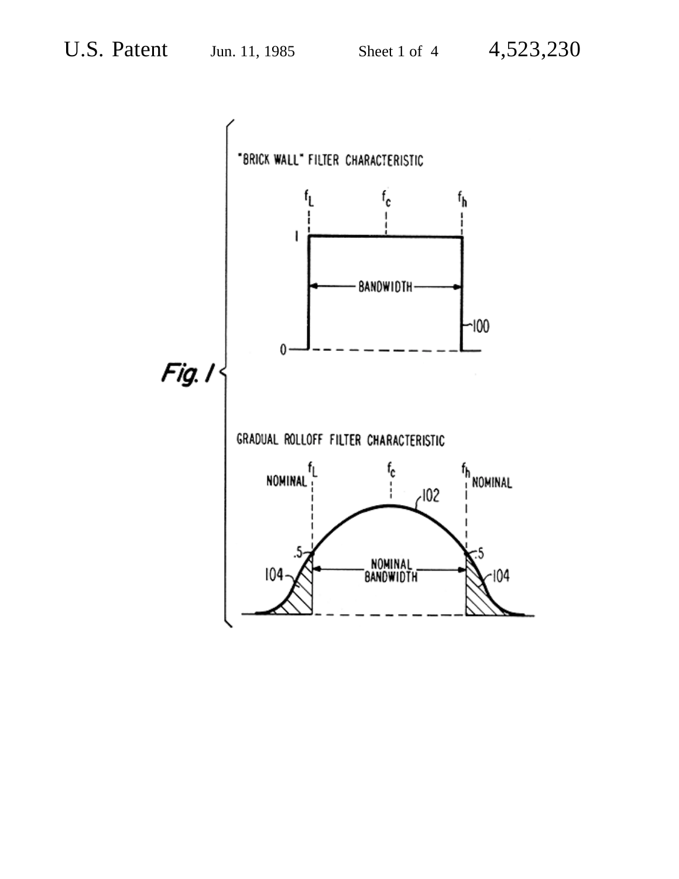"BRICK WALL" FILTER CHARACTERISTIC

$f_L$ $f_c$ $f_h$

1

BANDWIDTH

100

0

*Fig. 1*

GRADUAL ROLLOFF FILTER CHARACTERISTIC

NOMINAL $f_L$ $f_c$ $f_h$ NOMINAL

102

.5 .5

104 NOMINAL BANDWIDTH 104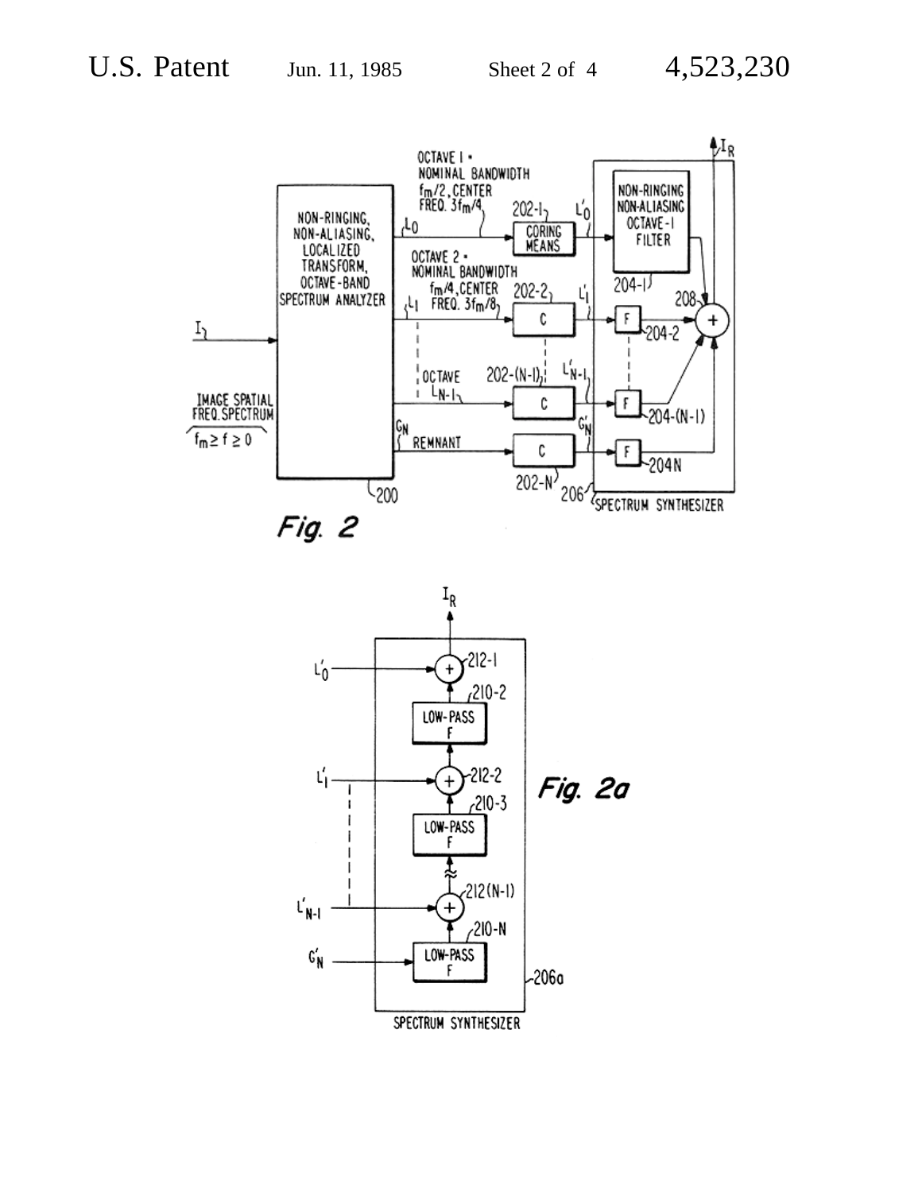Fig. 2

Fig. 2a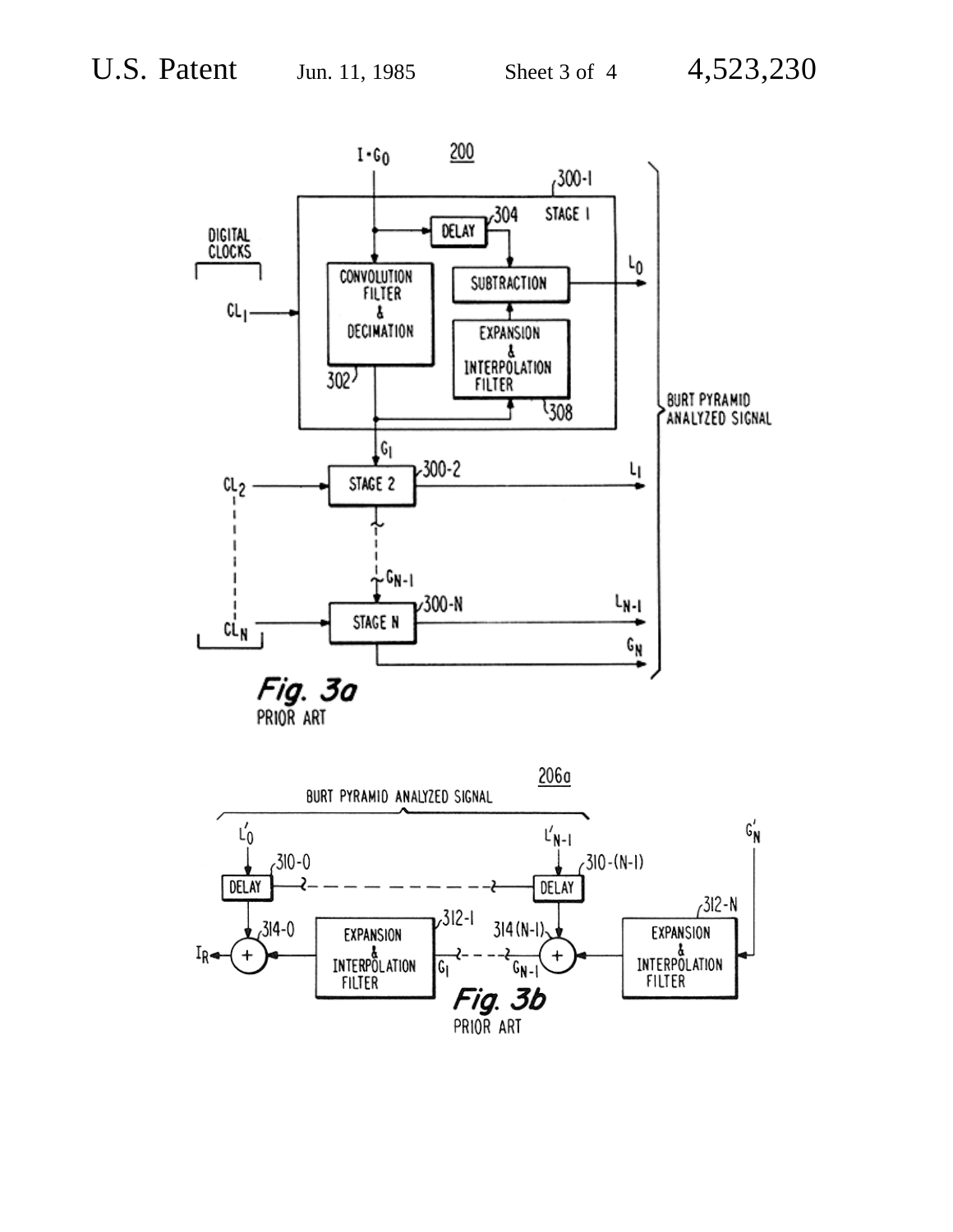Fig. 3a

PRIOR ART

Fig. 3b

PRIOR ART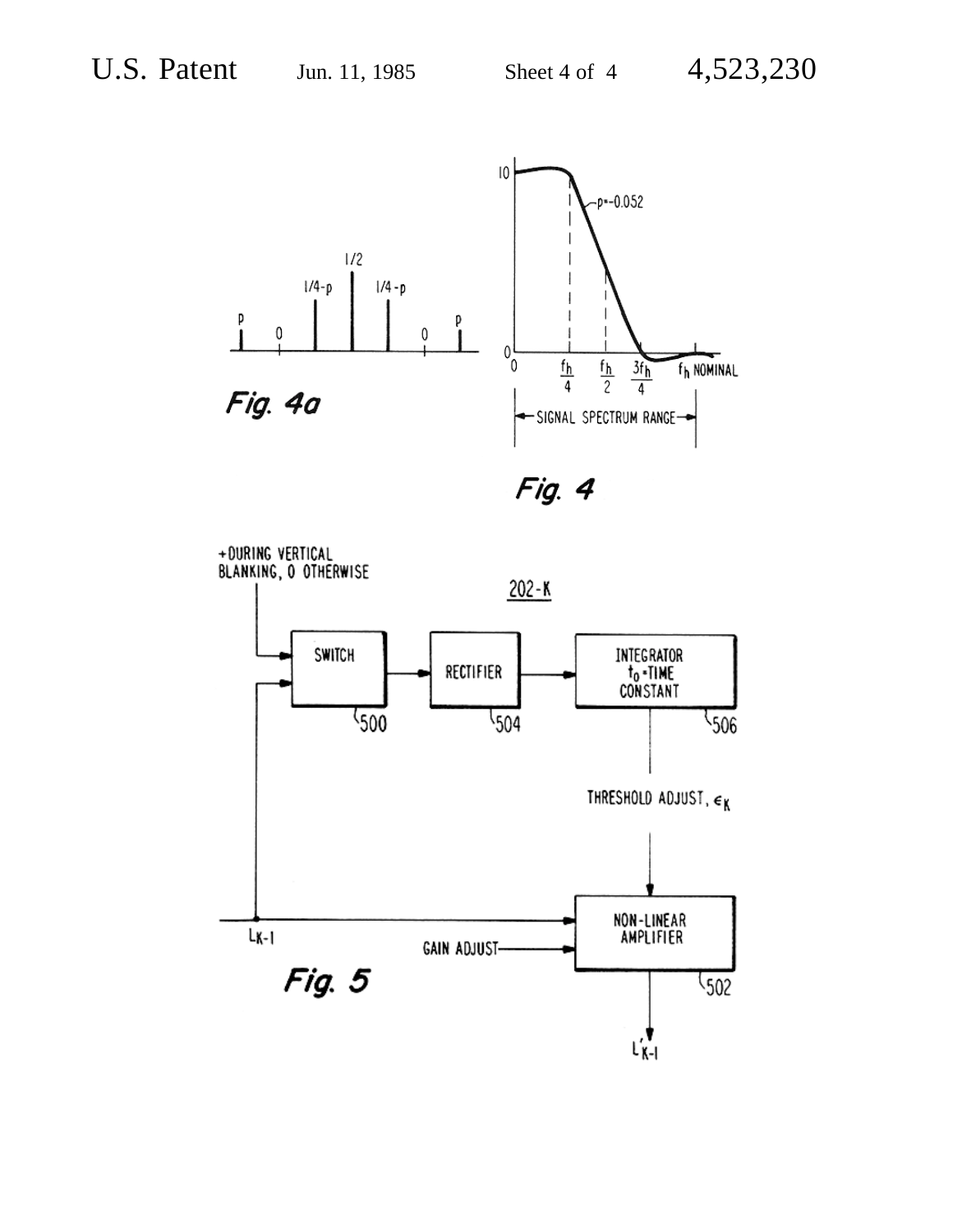Fig. 4a

Fig. 4

Fig. 5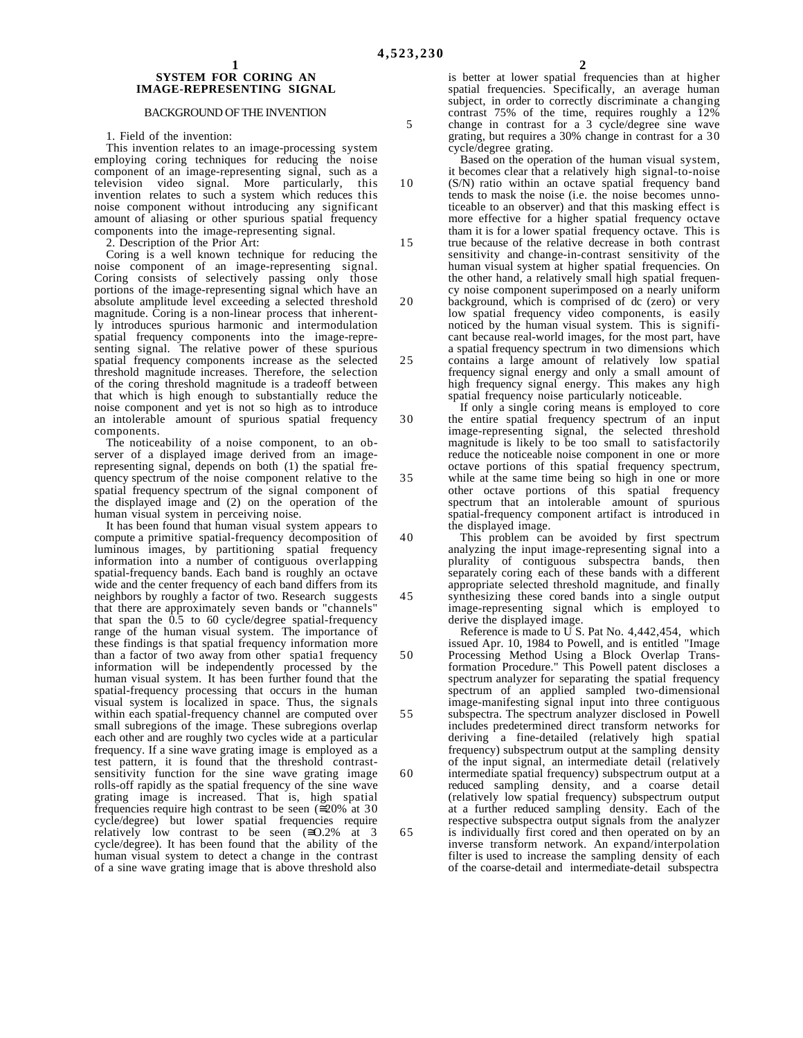# SYSTEM FOR CORING AN IMAGE-REPRESENTING SIGNAL

## BACKGROUND OF THE INVENTION

1. Field of the invention:

This invention relates to an image-processing system employing coring techniques for reducing the noise component of an image-representing signal, such as a television video signal. More particularly, this invention relates to such a system which reduces this noise component without introducing any significant amount of aliasing or other spurious spatial frequency components into the image-representing signal.

2. Description of the Prior Art:

Coring is a well known technique for reducing the noise component of an image-representing signal. Coring consists of selectively passing only those portions of the image-representing signal which have an absolute amplitude level exceeding a selected threshold magnitude. Coring is a non-linear process that inherently introduces spurious harmonic and intermodulation spatial frequency components into the image-representing signal. The relative power of these spurious spatial frequency components increase as the selected threshold magnitude increases. Therefore, the selection of the coring threshold magnitude is a tradeoff between that which is high enough to substantially reduce the noise component and yet is not so high as to introduce an intolerable amount of spurious spatial frequency components.

The noticeability of a noise component, to an observer of a displayed image derived from an image-representing signal, depends on both (1) the spatial frequency spectrum of the noise component relative to the spatial frequency spectrum of the signal component of the displayed image and (2) on the operation of the human visual system in perceiving noise.

It has been found that human visual system appears to compute a primitive spatial-frequency decomposition of luminous images, by partitioning spatial frequency information into a number of contiguous overlapping spatial-frequency bands. Each band is roughly an octave wide and the center frequency of each band differs from its neighbors by roughly a factor of two. Research suggests that there are approximately seven bands or "channels" that span the 0.5 to 60 cycle/degree spatial-frequency range of the human visual system. The importance of these findings is that spatial frequency information more than a factor of two away from other spatial frequency information will be independently processed by the human visual system. It has been further found that the spatial-frequency processing that occurs in the human visual system is localized in space. Thus, the signals within each spatial-frequency channel are computed over small subregions of the image. These subregions overlap each other and are roughly two cycles wide at a particular frequency. If a sine wave grating image is employed as a test pattern, it is found that the threshold contrast-sensitivity function for the sine wave grating image rolls-off rapidly as the spatial frequency of the sine wave grating image is increased. That is, high spatial frequencies require high contrast to be seen (≅20% at 30 cycle/degree) but lower spatial frequencies require relatively low contrast to be seen (≅0.2% at 3 cycle/degree). It has been found that the ability of the human visual system to detect a change in the contrast of a sine wave grating image that is above threshold also is better at lower spatial frequencies than at higher spatial frequencies. Specifically, an average human subject, in order to correctly discriminate a changing contrast 75% of the time, requires roughly a 12% change in contrast for a 3 cycle/degree sine wave grating, but requires a 30% change in contrast for a 30 cycle/degree grating.

Based on the operation of the human visual system, it becomes clear that a relatively high signal-to-noise (S/N) ratio within an octave spatial frequency band tends to mask the noise (i.e. the noise becomes unnoticeable to an observer) and that this masking effect is more effective for a higher spatial frequency octave tham it is for a lower spatial frequency octave. This is true because of the relative decrease in both contrast sensitivity and change-in-contrast sensitivity of the human visual system at higher spatial frequencies. On the other hand, a relatively small high spatial frequency noise component superimposed on a nearly uniform background, which is comprised of dc (zero) or very low spatial frequency video components, is easily noticed by the human visual system. This is significant because real-world images, for the most part, have a spatial frequency spectrum in two dimensions which contains a large amount of relatively low spatial frequency signal energy and only a small amount of high frequency signal energy. This makes any high spatial frequency noise particularly noticeable.

If only a single coring means is employed to core the entire spatial frequency spectrum of an input image-representing signal, the selected threshold magnitude is likely to be too small to satisfactorily reduce the noticeable noise component in one or more octave portions of this spatial frequency spectrum, while at the same time being so high in one or more other octave portions of this spatial frequency spectrum that an intolerable amount of spurious spatial-frequency component artifact is introduced in the displayed image.

This problem can be avoided by first spectrum analyzing the input image-representing signal into a plurality of contiguous subspectra bands, then separately coring each of these bands with a different appropriate selected threshold magnitude, and finally synthesizing these cored bands into a single output image-representing signal which is employed to derive the displayed image.

Reference is made to U S. Pat No. 4,442,454, which issued Apr. 10, 1984 to Powell, and is entitled "Image Processing Method Using a Block Overlap Transformation Procedure." This Powell patent discloses a spectrum analyzer for separating the spatial frequency spectrum of an applied sampled two-dimensional image-manifesting signal input into three contiguous subspectra. The spectrum analyzer disclosed in Powell includes predetermined direct transform networks for deriving a fine-detailed (relatively high spatial frequency) subspectrum output at the sampling density of the input signal, an intermediate detail (relatively intermediate spatial frequency) subspectrum output at a reduced sampling density, and a coarse detail (relatively low spatial frequency) subspectrum output at a further reduced sampling density. Each of the respective subspectra output signals from the analyzer is individually first cored and then operated on by an inverse transform network. An expand/interpolation filter is used to increase the sampling density of each of the coarse-detail and intermediate-detail subspectra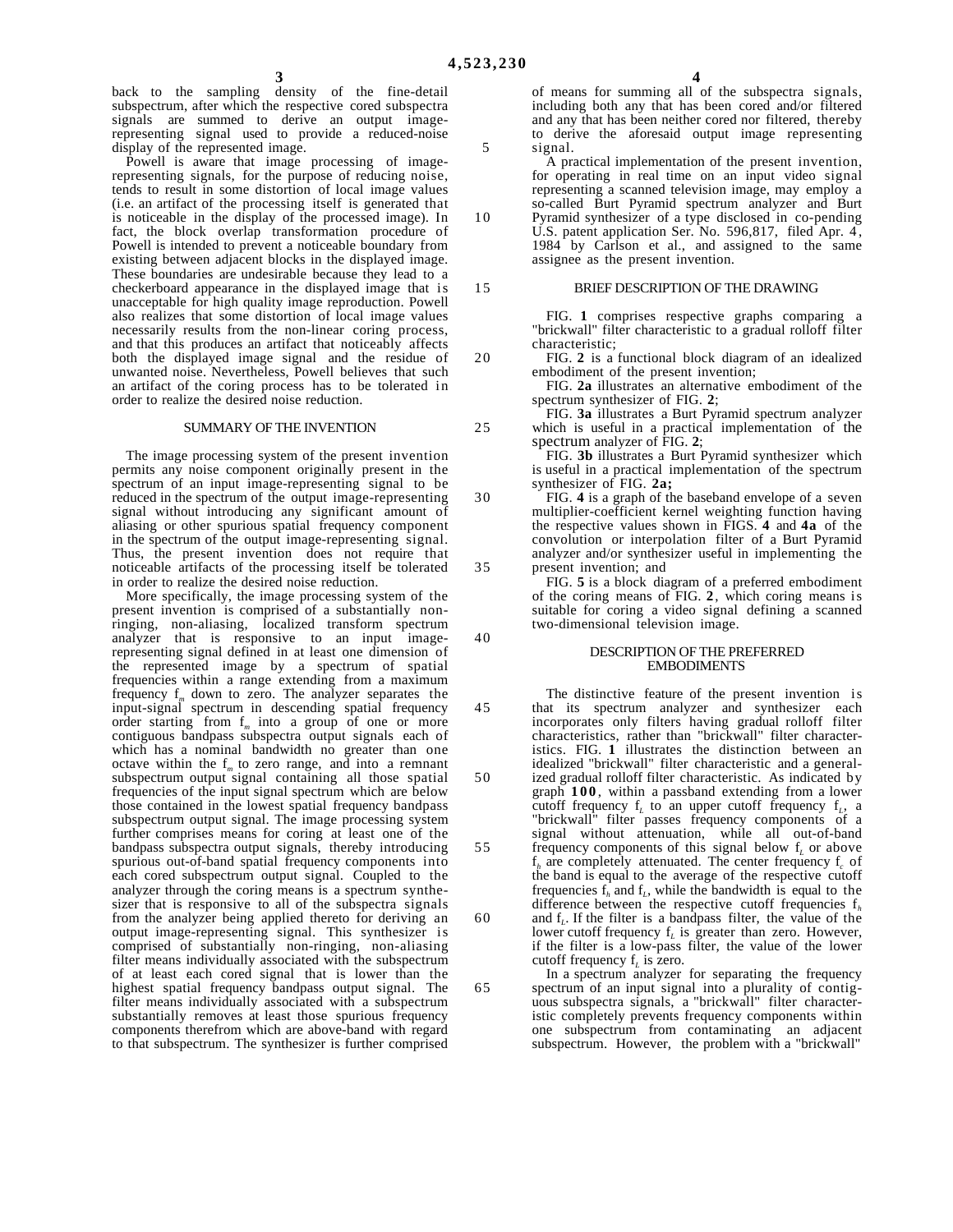back to the sampling density of the fine-detail subspectrum, after which the respective cored subspectra signals are summed to derive an output image-representing signal used to provide a reduced-noise display of the represented image.

Powell is aware that image processing of image-representing signals, for the purpose of reducing noise, tends to result in some distortion of local image values (i.e. an artifact of the processing itself is generated that is noticeable in the display of the processed image). In fact, the block overlap transformation procedure of Powell is intended to prevent a noticeable boundary from existing between adjacent blocks in the displayed image. These boundaries are undesirable because they lead to a checkerboard appearance in the displayed image that is unacceptable for high quality image reproduction. Powell also realizes that some distortion of local image values necessarily results from the non-linear coring process, and that this produces an artifact that noticeably affects both the displayed image signal and the residue of unwanted noise. Nevertheless, Powell believes that such an artifact of the coring process has to be tolerated in order to realize the desired noise reduction.

## SUMMARY OF THE INVENTION

The image processing system of the present invention permits any noise component originally present in the spectrum of an input image-representing signal to be reduced in the spectrum of the output image-representing signal without introducing any significant amount of aliasing or other spurious spatial frequency component in the spectrum of the output image-representing signal. Thus, the present invention does not require that noticeable artifacts of the processing itself be tolerated in order to realize the desired noise reduction.

More specifically, the image processing system of the present invention is comprised of a substantially non-ringing, non-aliasing, localized transform spectrum analyzer that is responsive to an input image-representing signal defined in at least one dimension of the represented image by a spectrum of spatial frequencies within a range extending from a maximum frequency $f_m$ down to zero. The analyzer separates the input-signal spectrum in descending spatial frequency order starting from $f_m$ into a group of one or more contiguous bandpass subspectra output signals each of which has a nominal bandwidth no greater than one octave within the $f_m$ to zero range, and into a remnant subspectrum output signal containing all those spatial frequencies of the input signal spectrum which are below those contained in the lowest spatial frequency bandpass subspectrum output signal. The image processing system further comprises means for coring at least one of the bandpass subspectra output signals, thereby introducing spurious out-of-band spatial frequency components into each cored subspectrum output signal. Coupled to the analyzer through the coring means is a spectrum synthesizer that is responsive to all of the subspectra signals from the analyzer being applied thereto for deriving an output image-representing signal. This synthesizer is comprised of substantially non-ringing, non-aliasing filter means individually associated with the subspectrum of at least each cored signal that is lower than the highest spatial frequency bandpass output signal. The filter means individually associated with a subspectrum substantially removes at least those spurious frequency components therefrom which are above-band with regard to that subspectrum. The synthesizer is further comprised of means for summing all of the subspectra signals, including both any that has been cored and/or filtered and any that has been neither cored nor filtered, thereby to derive the aforesaid output image representing signal.

A practical implementation of the present invention, for operating in real time on an input video signal representing a scanned television image, may employ a so-called Burt Pyramid spectrum analyzer and Burt Pyramid synthesizer of a type disclosed in co-pending U.S. patent application Ser. No. 596,817, filed Apr. 4, 1984 by Carlson et al., and assigned to the same assignee as the present invention.

## BRIEF DESCRIPTION OF THE DRAWING

FIG. **1** comprises respective graphs comparing a "brickwall" filter characteristic to a gradual rolloff filter characteristic;

FIG. **2** is a functional block diagram of an idealized embodiment of the present invention;

FIG. **2a** illustrates an alternative embodiment of the spectrum synthesizer of FIG. **2**;

FIG. **3a** illustrates a Burt Pyramid spectrum analyzer which is useful in a practical implementation of the spectrum analyzer of FIG. **2**;

FIG. **3b** illustrates a Burt Pyramid synthesizer which is useful in a practical implementation of the spectrum synthesizer of FIG. **2a;**

FIG. **4** is a graph of the baseband envelope of a seven multiplier-coefficient kernel weighting function having the respective values shown in FIGS. **4** and **4a** of the convolution or interpolation filter of a Burt Pyramid analyzer and/or synthesizer useful in implementing the present invention; and

FIG. **5** is a block diagram of a preferred embodiment of the coring means of FIG. **2**, which coring means is suitable for coring a video signal defining a scanned two-dimensional television image.

## DESCRIPTION OF THE PREFERRED EMBODIMENTS

The distinctive feature of the present invention is that its spectrum analyzer and synthesizer each incorporates only filters having gradual rolloff filter characteristics, rather than "brickwall" filter characteristics. FIG. **1** illustrates the distinction between an idealized "brickwall" filter characteristic and a generalized gradual rolloff filter characteristic. As indicated by graph **100**, within a passband extending from a lower cutoff frequency $f_L$ to an upper cutoff frequency $f_L$, a "brickwall" filter passes frequency components of a signal without attenuation, while all out-of-band frequency components of this signal below $f_L$ or above $f_h$ are completely attenuated. The center frequency $f_c$ of the band is equal to the average of the respective cutoff frequencies $f_h$ and $f_L$, while the bandwidth is equal to the difference between the respective cutoff frequencies $f_h$ and $f_L$. If the filter is a bandpass filter, the value of the lower cutoff frequency $f_L$ is greater than zero. However, if the filter is a low-pass filter, the value of the lower cutoff frequency $f_L$ is zero.

In a spectrum analyzer for separating the frequency spectrum of an input signal into a plurality of contiguous subspectra signals, a "brickwall" filter characteristic completely prevents frequency components within one subspectrum from contaminating an adjacent subspectrum. However, the problem with a "brickwall"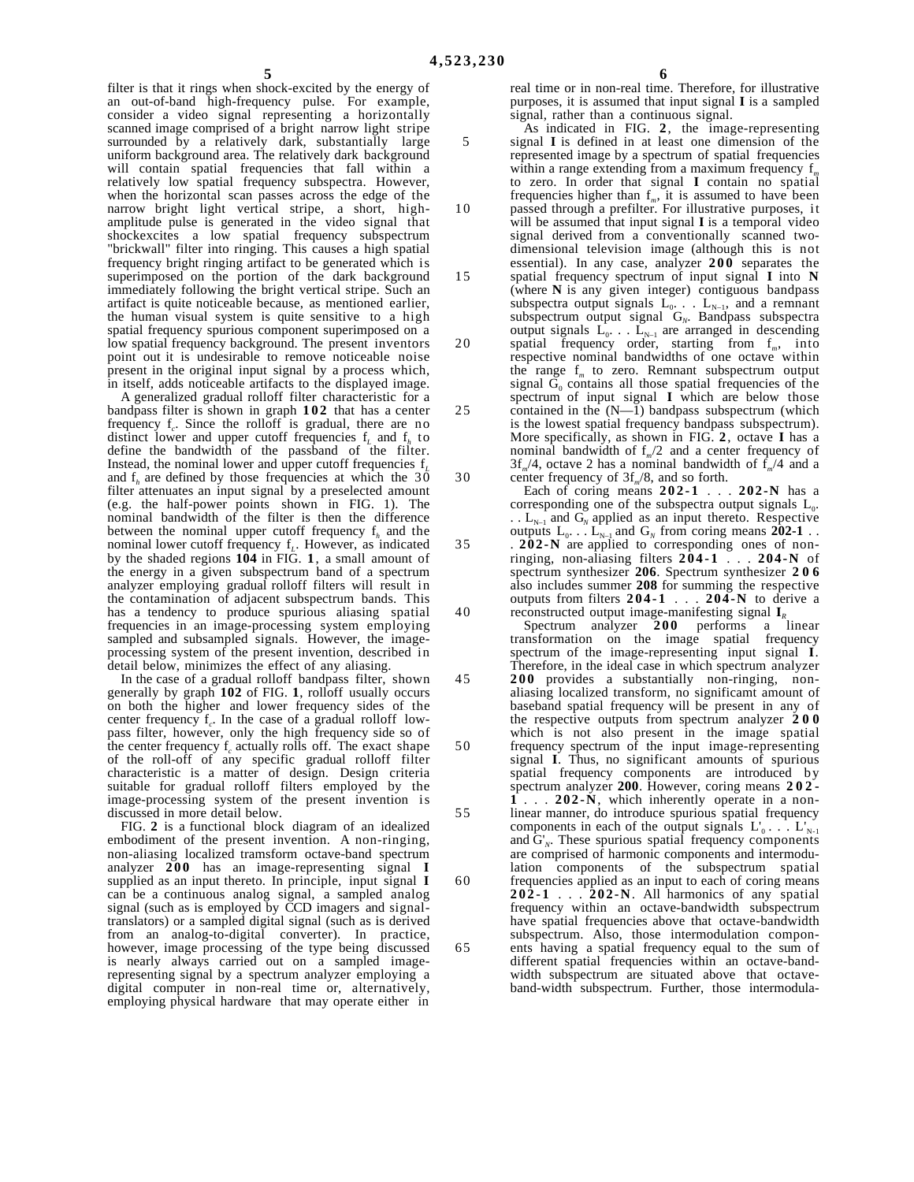filter is that it rings when shock-excited by the energy of an out-of-band high-frequency pulse. For example, consider a video signal representing a horizontally scanned image comprised of a bright narrow light stripe surrounded by a relatively dark, substantially large uniform background area. The relatively dark background will contain spatial frequencies that fall within a relatively low spatial frequency subspectra. However, when the horizontal scan passes across the edge of the narrow bright light vertical stripe, a short, high-amplitude pulse is generated in the video signal that shockexcites a low spatial frequency subspectrum "brickwall" filter into ringing. This causes a high spatial frequency bright ringing artifact to be generated which is superimposed on the portion of the dark background immediately following the bright vertical stripe. Such an artifact is quite noticeable because, as mentioned earlier, the human visual system is quite sensitive to a high spatial frequency spurious component superimposed on a low spatial frequency background. The present inventors point out it is undesirable to remove noticeable noise present in the original input signal by a process which, in itself, adds noticeable artifacts to the displayed image.

A generalized gradual rolloff filter characteristic for a bandpass filter is shown in graph **102** that has a center frequency $f_c$. Since the rolloff is gradual, there are no distinct lower and upper cutoff frequencies $f_L$ and $f_h$ to define the bandwidth of the passband of the filter. Instead, the nominal lower and upper cutoff frequencies $f_L$ and $f_h$ are defined by those frequencies at which the filter attenuates an input signal by a preselected amount (e.g. the half-power points shown in FIG. 1). The nominal bandwidth of the filter is then the difference between the nominal upper cutoff frequency $f_h$ and the nominal lower cutoff frequency $f_L$. However, as indicated by the shaded regions **104** in FIG. **1**, a small amount of the energy in a given subspectrum band of a spectrum analyzer employing gradual rolloff filters will result in the contamination of adjacent subspectrum bands. This has a tendency to produce spurious aliasing spatial frequencies in an image-processing system employing sampled and subsampled signals. However, the image-processing system of the present invention, described in detail below, minimizes the effect of any aliasing.

In the case of a gradual rolloff bandpass filter, shown generally by graph **102** of FIG. **1**, rolloff usually occurs on both the higher and lower frequency sides of the center frequency $f_c$. In the case of a gradual rolloff low-pass filter, however, only the high frequency side so of the center frequency $f_c$ actually rolls off. The exact shape of the roll-off of any specific gradual rolloff filter characteristic is a matter of design. Design criteria suitable for gradual rolloff filters employed by the image-processing system of the present invention is discussed in more detail below.

FIG. **2** is a functional block diagram of an idealized embodiment of the present invention. A non-ringing, non-aliasing localized tramsform octave-band spectrum analyzer **200** has an image-representing signal **I** supplied as an input thereto. In principle, input signal **I** can be a continuous analog signal, a sampled analog signal (such as is employed by CCD imagers and signal-translators) or a sampled digital signal (such as is derived from an analog-to-digital converter). In practice, however, image processing of the type being discussed is nearly always carried out on a sampled image-representing signal by a spectrum analyzer employing a digital computer in non-real time or, alternatively, employing physical hardware that may operate either in real time or in non-real time. Therefore, for illustrative purposes, it is assumed that input signal **I** is a sampled signal, rather than a continuous signal.

As indicated in FIG. **2**, the image-representing signal **I** is defined in at least one dimension of the represented image by a spectrum of spatial frequencies within a range extending from a maximum frequency $f_m$ to zero. In order that signal **I** contain no spatial frequencies higher than $f_m$, it is assumed to have been passed through a prefilter. For illustrative purposes, it will be assumed that input signal **I** is a temporal video signal derived from a conventionally scanned two-dimensional television image (although this is not essential). In any case, analyzer **200** separates the spatial frequency spectrum of input signal **I** into **N** (where **N** is any given integer) contiguous bandpass subspectra output signals $L_0 \ldots L_{N-1}$, and a remnant subspectrum output signal $G_N$. Bandpass subspectra output signals $L_0 \ldots L_{N-1}$ are arranged in descending spatial frequency order, starting from $f_m$, into respective nominal bandwidths of one octave within the range $f_m$ to zero. Remnant subspectrum output signal $G_0$ contains all those spatial frequencies of the spectrum of input signal **I** which are below those contained in the (N—1) bandpass subspectrum (which is the lowest spatial frequency bandpass subspectrum). More specifically, as shown in FIG. **2**, octave **I** has a nominal bandwidth of $f_m/2$ and a center frequency of $3f_m/4$, octave 2 has a nominal bandwidth of $f_m/4$ and a center frequency of $3f_m/8$, and so forth.

Each of coring means **202-1** . . . **202-N** has a corresponding one of the subspectra output signals $L_0 \ldots L_{N-1}$ and $G_N$ applied as an input thereto. Respective outputs $L_0 \ldots L_{N-1}$ and $G_N$ from coring means **202-1** . . . **202-N** are applied to corresponding ones of non-ringing, non-aliasing filters **204-1** . . . **204-N** of spectrum synthesizer **206**. Spectrum synthesizer **206** also includes summer **208** for summing the respective outputs from filters **204-1** . . . **204-N** to derive a reconstructed output image-manifesting signal $I_R$.

Spectrum analyzer **200** performs a linear transformation on the image spatial frequency spectrum of the image-representing input signal **I**. Therefore, in the ideal case in which spectrum analyzer **200** provides a substantially non-ringing, non-aliasing localized transform, no significamt amount of baseband spatial frequency will be present in any of the respective outputs from spectrum analyzer **200** which is not also present in the image spatial frequency spectrum of the input image-representing signal **I**. Thus, no significant amounts of spurious spatial frequency components are introduced by spectrum analyzer **200**. However, coring means **202-1** . . . **202-N**, which inherently operate in a non-linear manner, do introduce spurious spatial frequency components in each of the output signals $L'_0 \ldots L'_{N-1}$ and $G'_N$. These spurious spatial frequency components are comprised of harmonic components and intermodulation components of the subspectrum spatial frequencies applied as an input to each of coring means **202-1** . . . **202-N**. All harmonics of any spatial frequency within an octave-bandwidth subspectrum have spatial frequencies above that octave-bandwidth subspectrum. Also, those intermodulation components having a spatial frequency equal to the sum of different spatial frequencies within an octave-bandwidth subspectrum are situated above that octave-band-width subspectrum. Further, those intermodula-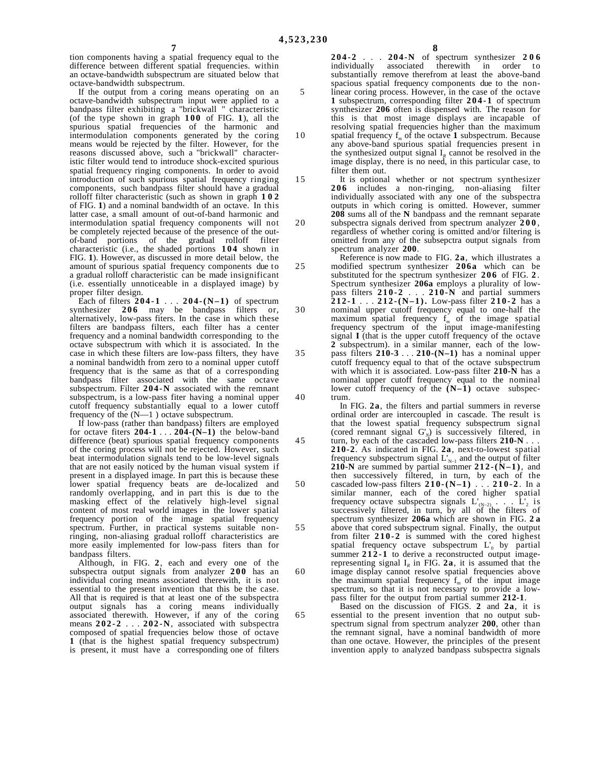tion components having a spatial frequency equal to the difference between different spatial frequencies. within an octave-bandwidth subspectrum are situated below that octave-bandwidth subspectrum.

If the output from a coring means operating on an octave-bandwidth subspectrum input were applied to a bandpass filter exhibiting a "brickwall " characteristic (of the type shown in graph **100** of FIG. **1**), all the spurious spatial frequencies of the harmonic and intermodulation components generated by the coring means would be rejected by the filter. However, for the reasons discussed above, such a "brickwall" characteristic filter would tend to introduce shock-excited spurious spatial frequency ringing components. In order to avoid introduction of such spurious spatial frequency ringing components, such bandpass filter should have a gradual rolloff filter characteristic (such as shown in graph **102** of FIG. **1**) and a nominal bandwidth of an octave. In this latter case, a small amount of out-of-band harmonic and intermodulation spatial frequency components will not be completely rejected because of the presence of the out-of-band portions of the gradual rolloff filter characteristic (i.e., the shaded portions **104** shown in FIG. **1**). However, as discussed in more detail below, the amount of spurious spatial frequency components due to a gradual rolloff characteristic can be made insignificant (i.e. essentially unnoticeable in a displayed image) by proper filter design.

Each of filters **204-1** . . . **204-(N–1)** of spectrum synthesizer **206** may be bandpass filters or, alternatively, low-pass fiters. In the case in which these filters are bandpass filters, each filter has a center frequency and a nominal bandwidth corresponding to the octave subspectrum with which it is associated. In the case in which these filters are low-pass filters, they have a nominal bandwidth from zero to a nominal upper cutoff frequency that is the same as that of a corresponding bandpass filter associated with the same octave subspectrum. Filter **204-N** associated with the remnant subspectrum, is a low-pass fiter having a nominal upper cutoff frequency substantially equal to a lower cutoff frequency of the (N—1 ) octave subspectrum.

If low-pass (rather than bandpass) filters are employed for octave fiters **204-1** . . . **204-(N–1)** the below-band difference (beat) spurious spatial frequency components of the coring process will not be rejected. However, such beat intermodulation signals tend to be low-level signals that are not easily noticed by the human visual system if present in a displayed image. In part this is because these lower spatial frequency beats are de-localized and randomly overlapping, and in part this is due to the masking effect of the relatively high-level signal content of most real world images in the lower spatial frequency portion of the image spatial frequency spectrum. Further, in practical systems suitable non-ringing, non-aliasing gradual rolloff characteristics are more easily implemented for low-pass fiters than for bandpass filters.

Although, in FIG. **2**, each and every one of the subspectra output signals from analyzer **200** has an individual coring means associated therewith, it is not essential to the present invention that this be the case. All that is required is that at least one of the subspectra output signals has a coring means individually associated therewith. However, if any of the coring means **202-2** . . . **202-N**, associated with subspectra composed of spatial frequencies below those of octave **1** (that is the highest spatial frequency subspectrum) is present, it must have a corresponding one of filters **204-2** . . . **204-N** of spectrum synthesizer **206** individually associated therewith in order to substantially remove therefrom at least the above-band spacious spatial frequency components due to the non-linear coring process. However, in the case of the octave **1** subspectrum, corresponding filter **204-1** of spectrum synthesizer **206** often is dispensed with. The reason for this is that most image displays are incapable of resolving spatial frequencies higher than the maximum spatial frequency $f_m$ of the octave **1** subspectrum. Because any above-band spurious spatial frequencies present in the synthesized output signal $I_R$ cannot be resolved in the image display, there is no need, in this particular case, to filter them out.

It is optional whether or not spectrum synthesizer **206** includes a non-ringing, non-aliasing filter individually associated with any one of the subspectra outputs in which coring is omitted. However, summer **208** sums all of the **N** bandpass and the remnant separate subspectra signals derived from spectrum analyzer **200**, regardless of whether coring is omitted and/or filtering is omitted from any of the subsepctra output signals from spectrum analyzer **200**.

Reference is now made to FIG. **2a**, which illustrates a modified spectrum synthesizer **206a** which can be substituted for the spectrum synthesizer **206** of FIG. **2**. Spectrum synthesizer **206a** employs a plurality of low-pass filters **210-2** . . . **210-N** and partial summers **212-1** . . . **212-(N–1)**. Low-pass filter **210-2** has a nominal upper cutoff frequency equal to one-half the maximum spatial frequency $f_m$ of the image spatial frequency spectrum of the input image-manifesting signal **I** (that is the upper cutoff frequency of the octave **2** subspectrum). in a similar manner, each of the low-pass filters **210-3** . . . **210-(N–1)** has a nominal upper cutoff frequency equal to that of the octave subspectrum with which it is associated. Low-pass filter **210-N** has a nominal upper cutoff frequency equal to the nominal lower cutoff frequency of the **(N–1)** octave subspectrum.

In FIG. **2a**, the filters and partial summers in reverse ordinal order are intercoupled in cascade. The result is that the lowest spatial frequency subspectrum signal (cored remnant signal $G'_N$) is successively filtered, in turn, by each of the cascaded low-pass filters **210-N** . . . **210-2**. As indicated in FIG. **2a**, next-to-lowest spatial frequency subspectrum signal $L'_{N-1}$ and the output of filter **210-N** are summed by partial summer **212-(N–1)**, and then successively filtered, in turn, by the cascaded low-pass filters **210-(N–1)** . . . **210-2**. In a similar manner, each of the cored higher spatial frequency octave subspectra signals $L'_{(N-2)}$ . . . $L'_2$ is successively filtered, in turn, by all of the filters of spectrum synthesizer **206a** which are shown in FIG. **2a** above that cored subspectrum signal. Finally, the output from filter **210-2** is summed with the cored highest spatial frequency octave subspectrum $L'_0$ by partial summer **212-1** to derive a reconstructed output image-representing signal $I_R$ in FIG. **2a**, it is assumed that the image display cannot resolve spatial frequencies above the maximum spatial frequency $f_m$ of the input image spectrum, so that it is not necessary to provide a low-pass filter for the output from partial summer **212-1**.

Based on the discussion of FIGS. **2** and **2a**, it is essential to the present invention that no output sub-spectrum signal from spectrum analyzer **200**, other than the remnant signal, have a nominal bandwidth of more than one octave. However, the principles of the present invention apply to analyzed bandpass subspectra signals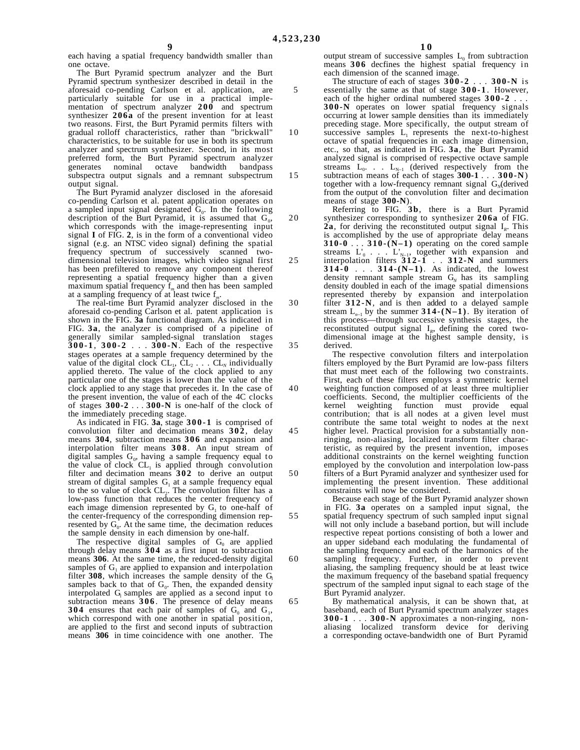each having a spatial frequency bandwidth smaller than one octave.

The Burt Pyramid spectrum analyzer and the Burt Pyramid spectrum synthesizer described in detail in the aforesaid co-pending Carlson et al. application, are particularly suitable for use in a practical implementation of spectrum analyzer **200** and spectrum synthesizer **206a** of the present invention for at least two reasons. First, the Burt Pyramid permits filters with gradual rolloff characteristics, rather than "brickwall" characteristics, to be suitable for use in both its spectrum analyzer and spectrum synthesizer. Second, in its most preferred form, the Burt Pyramid spectrum analyzer generates nominal octave bandwidth bandpass subspectra output signals and a remnant subspectrum output signal.

The Burt Pyramid analyzer disclosed in the aforesaid co-pending Carlson et al. patent application operates on a sampled input signal designated $G_0$. In the following description of the Burt Pyramid, it is assumed that $G_0$, which corresponds with the image-representing input signal **I** of FIG. **2**, is in the form of a conventional video signal (e.g. an NTSC video signal) defining the spatial frequency spectrum of successively scanned two-dimensional television images, which video signal first has been prefiltered to remove any component thereof representing a spatial frequency higher than a given maximum spatial frequency $f_m$ and then has been sampled at a sampling frequency of at least twice $f_m$.

The real-time Burt Pyramid analyzer disclosed in the aforesaid co-pending Carlson et al. patent application is shown in the FIG. **3a** functional diagram. As indicated in FIG. **3a**, the analyzer is comprised of a pipeline of generally similar sampled-signal translation stages **300-1**, **300-2** . . . **300-N**. Each of the respective stages operates at a sample frequency determined by the value of the digital clock $CL_1$, $CL_2$ . . . $CL_N$ individually applied thereto. The value of the clock applied to any particular one of the stages is lower than the value of the clock applied to any stage that precedes it. In the case of the present invention, the value of each of the 4C clocks of stages **300-2** . . . **300-N** is one-half of the clock of the immediately preceding stage.

As indicated in FIG. **3a**, stage **300-1** is comprised of convolution filter and decimation means **302**, delay means **304**, subtraction means **306** and expansion and interpolation filter means **308**. An input stream of digital samples $G_0$, having a sample frequency equal to the value of clock $CL_1$ is applied through convolution filter and decimation means **302** to derive an output stream of digital samples $G_1$ at a sample frequency equal to the so value of clock $CL_2$. The convolution filter has a low-pass function that reduces the center frequency of each image dimension represented by $G_1$ to one-half of the center-frequency of the corresponding dimension represented by $G_0$. At the same time, the decimation reduces the sample density in each dimension by one-half.

The respective digital samples of $G_0$ are applied through delay means **304** as a first input to subtraction means **306**. At the same time, the reduced-density digital samples of $G_1$ are applied to expansion and interpolation filter **308**, which increases the sample density of the $G_1$ samples back to that of $G_0$. Then, the expanded density interpolated $G_1$ samples are applied as a second input to subtraction means **306**. The presence of delay means **304** ensures that each pair of samples of $G_0$ and $G_1$, which correspond with one another in spatial position, are applied to the first and second inputs of subtraction means **306** in time coincidence with one another. The output stream of successive samples $L_0$ from subtraction means **306** decfines the highest spatial frequency in each dimension of the scanned image.

The structure of each of stages **300-2** . . . **300-N** is essentially the same as that of stage **300-1**. However, each of the higher ordinal numbered stages **300-2** . . . **300-N** operates on lower spatial frequency signals occurring at lower sample densities than its immediately preceding stage. More specifically, the output stream of successive samples $L_1$ represents the next-to-highest octave of spatial frequencies in each image dimension, etc., so that, as indicated in FIG. **3a**, the Burt Pyramid analyzed signal is comprised of respective octave sample streams $L_0$. . . $L_{N-1}$ (derived respectively from the subtraction means of each of stages **300-1** . . . **300-N**) together with a low-frequency remnant signal $G_N$(derived from the output of the convolution filter and decimation means of stage **300-N**).

Referring to FIG. **3b**, there is a Burt Pyramid synthesizer corresponding to synthesizer **206a** of FIG. **2a**, for deriving the reconstituted output signal $I_R$. This is accomplished by the use of appropriate delay means **310-0** . . . **310-(N−1)** operating on the cored sample streams $L'_0$ . . . $L'_{N-1}$, together with expansion and interpolation filters **312-1** . . **312-N** and summers **314-0** . . . **314-(N−1)**. As indicated, the lowest density remnant sample stream $G_N$ has its sampling density doubled in each of the image spatial dimensions represented thereby by expansion and interpolation filter **312-N**, and is then added to a delayed sample stream $L_{n-1}$ by the summer **314-(N−1)**. By iteration of this process—through successive synthesis stages, the reconstituted output signal $I_R$, defining the cored two-dimensional image at the highest sample density, is derived.

The respective convolution filters and interpolation filters employed by the Burt Pyramid are low-pass filters that must meet each of the following two constraints. First, each of these filters employs a symmetric kernel weighting function composed of at least three multiplier coefficients. Second, the multiplier coefficients of the kernel weighting function must provide equal contribution; that is all nodes at a given level must contribute the same total weight to nodes at the next higher level. Practical provision for a substantially non-ringing, non-aliasing, localized transform filter characteristic, as required by the present invention, imposes additional constraints on the kernel weighting function employed by the convolution and interpolation low-pass filters of a Burt Pyramid analyzer and synthesizer used for implementing the present invention. These additional constraints will now be considered.

Because each stage of the Burt Pyramid analyzer shown in FIG. **3a** operates on a sampled input signal, the spatial frequency spectrum of such sampled input signal will not only include a baseband portion, but will include respective repeat portions consisting of both a lower and an upper sideband each modulating the fundamental of the sampling frequency and each of the harmonics of the sampling frequency. Further, in order to prevent aliasing, the sampling frequency should be at least twice the maximum frequency of the baseband spatial frequency spectrum of the sampled input signal to each stage of the Burt Pyramid analyzer.

By mathematical analysis, it can be shown that, at baseband, each of Burt Pyramid spectrum analyzer stages **300-1** . . . **300-N** approximates a non-ringing, non-aliasing localized transform device for deriving a corresponding octave-bandwidth one of Burt Pyramid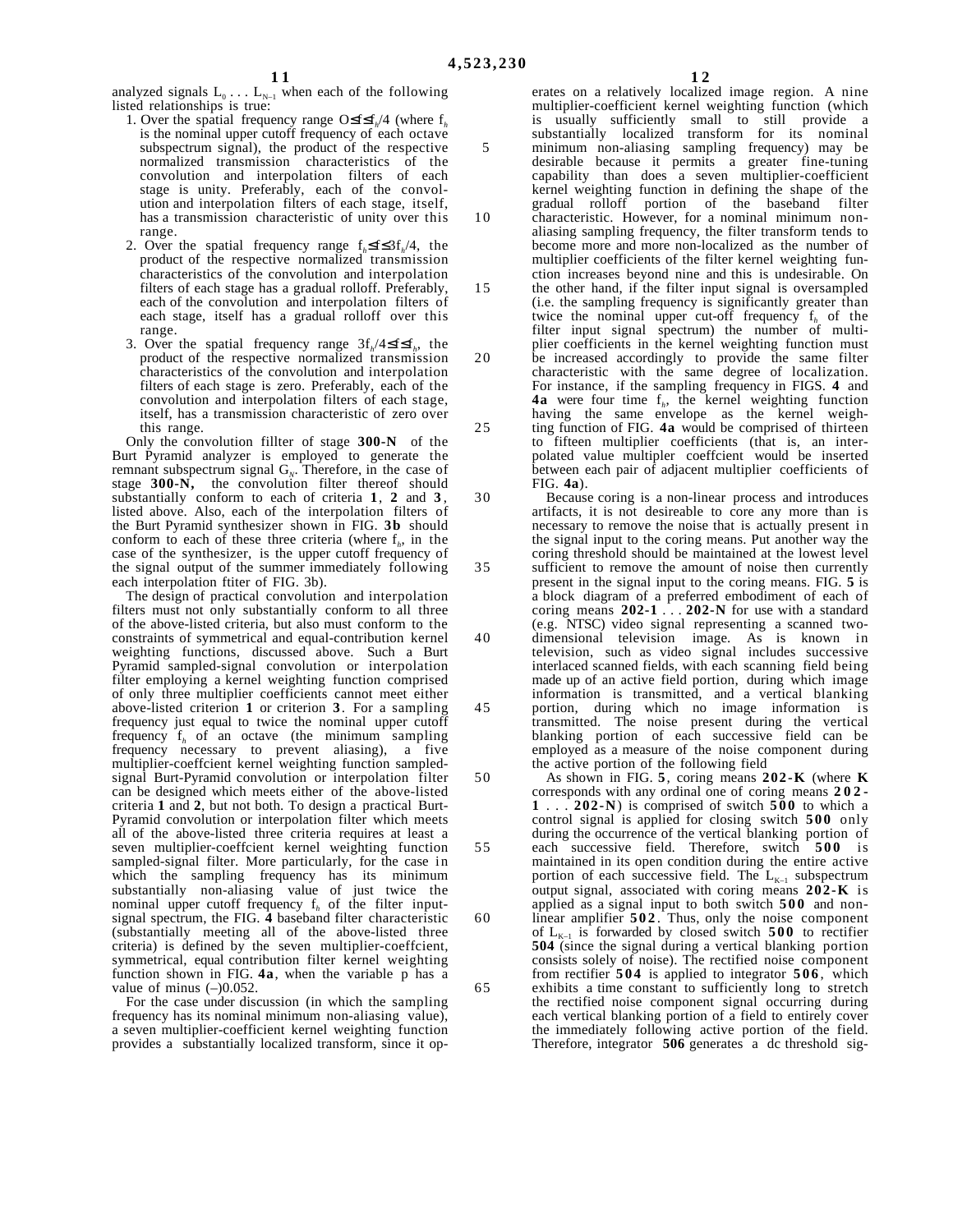analyzed signals $L_0 \ldots L_{N-1}$ when each of the following listed relationships is true:

1. Over the spatial frequency range $0 \leq f \leq f_h/4$ (where $f_h$ is the nominal upper cutoff frequency of each octave subspectrum signal), the product of the respective normalized transmission characteristics of the convolution and interpolation filters of each stage is unity. Preferably, each of the convolution and interpolation filters of each stage, itself, has a transmission characteristic of unity over this range.
2. Over the spatial frequency range $f_h \leq f \leq 3f_h/4$, the product of the respective normalized transmission characteristics of the convolution and interpolation filters of each stage has a gradual rolloff. Preferably, each of the convolution and interpolation filters of each stage, itself has a gradual rolloff over this range.
3. Over the spatial frequency range $3f_h/4 \leq f \leq f_h$, the product of the respective normalized transmission characteristics of the convolution and interpolation filters of each stage is zero. Preferably, each of the convolution and interpolation filters of each stage, itself, has a transmission characteristic of zero over this range.

Only the convolution fillter of stage **300-N** of the Burt Pyramid analyzer is employed to generate the remnant subspectrum signal $G_N$. Therefore, in the case of stage **300-N**, the convolution filter thereof should substantially conform to each of criteria **1**, **2** and **3**, listed above. Also, each of the interpolation filters of the Burt Pyramid synthesizer shown in FIG. **3b** should conform to each of these three criteria (where $f_h$, in the case of the synthesizer, is the upper cutoff frequency of the signal output of the summer immediately following each interpolation ftiter of FIG. 3b).

The design of practical convolution and interpolation filters must not only substantially conform to all three of the above-listed criteria, but also must conform to the constraints of symmetrical and equal-contribution kernel weighting functions, discussed above. Such a Burt Pyramid sampled-signal convolution or interpolation filter employing a kernel weighting function comprised of only three multiplier coefficients cannot meet either above-listed criterion **1** or criterion **3**. For a sampling frequency just equal to twice the nominal upper cutoff frequency $f_h$ of an octave (the minimum sampling frequency necessary to prevent aliasing), a five multiplier-coeffcient kernel weighting function sampled-signal Burt-Pyramid convolution or interpolation filter can be designed which meets either of the above-listed criteria **1** and **2**, but not both. To design a practical Burt-Pyramid convolution or interpolation filter which meets all of the above-listed three criteria requires at least a seven multiplier-coeffcient kernel weighting function sampled-signal filter. More particularly, for the case in which the sampling frequency has its minimum substantially non-aliasing value of just twice the nominal upper cutoff frequency $f_h$ of the filter input-signal spectrum, the FIG. **4** baseband filter characteristic (substantially meeting all of the above-listed three criteria) is defined by the seven multiplier-coeffcient, symmetrical, equal contribution filter kernel weighting function shown in FIG. **4a**, when the variable p has a value of minus (–)0.052.

For the case under discussion (in which the sampling frequency has its nominal minimum non-aliasing value), a seven multiplier-coefficient kernel weighting function provides a substantially localized transform, since it operates on a relatively localized image region. A nine multiplier-coefficient kernel weighting function (which is usually sufficiently small to still provide a substantially localized transform for its nominal minimum non-aliasing sampling frequency) may be desirable because it permits a greater fine-tuning capability than does a seven multiplier-coefficient kernel weighting function in defining the shape of the gradual rolloff portion of the baseband filter characteristic. However, for a nominal minimum non-aliasing sampling frequency, the filter transform tends to become more and more non-localized as the number of multiplier coefficients of the filter kernel weighting function increases beyond nine and this is undesirable. On the other hand, if the filter input signal is oversampled (i.e. the sampling frequency is significantly greater than twice the nominal upper cut-off frequency $f_h$ of the filter input signal spectrum) the number of multiplier coefficients in the kernel weighting function must be increased accordingly to provide the same filter characteristic with the same degree of localization. For instance, if the sampling frequency in FIGS. **4** and **4a** were four time $f_h$, the kernel weighting function having the same envelope as the kernel weighting function of FIG. **4a** would be comprised of thirteen to fifteen multiplier coefficients (that is, an interpolated value multipler coeffcient would be inserted between each pair of adjacent multiplier coefficients of FIG. **4a**).

Because coring is a non-linear process and introduces artifacts, it is not desireable to core any more than is necessary to remove the noise that is actually present in the signal input to the coring means. Put another way the coring threshold should be maintained at the lowest level sufficient to remove the amount of noise then currently present in the signal input to the coring means. FIG. **5** is a block diagram of a preferred embodiment of each of coring means **202-1** . . . **202-N** for use with a standard (e.g. NTSC) video signal representing a scanned two-dimensional television image. As is known in television, such as video signal includes successive interlaced scanned fields, with each scanning field being made up of an active field portion, during which image information is transmitted, and a vertical blanking portion, during which no image information is transmitted. The noise present during the vertical blanking portion of each successive field can be employed as a measure of the noise component during the active portion of the following field

As shown in FIG. **5**, coring means **202-K** (where **K** corresponds with any ordinal one of coring means **202-1** . . . **202-N**) is comprised of switch **500** to which a control signal is applied for closing switch **500** only during the occurrence of the vertical blanking portion of each successive field. Therefore, switch **500** is maintained in its open condition during the entire active portion of each successive field. The $L_{K-1}$ subspectrum output signal, associated with coring means **202-K** is applied as a signal input to both switch **500** and non-linear amplifier **502**. Thus, only the noise component of $L_{K-1}$ is forwarded by closed switch **500** to rectifier **504** (since the signal during a vertical blanking portion consists solely of noise). The rectified noise component from rectifier **504** is applied to integrator **506**, which exhibits a time constant to sufficiently long to stretch the rectified noise component signal occurring during each vertical blanking portion of a field to entirely cover the immediately following active portion of the field. Therefore, integrator **506** generates a dc threshold sig-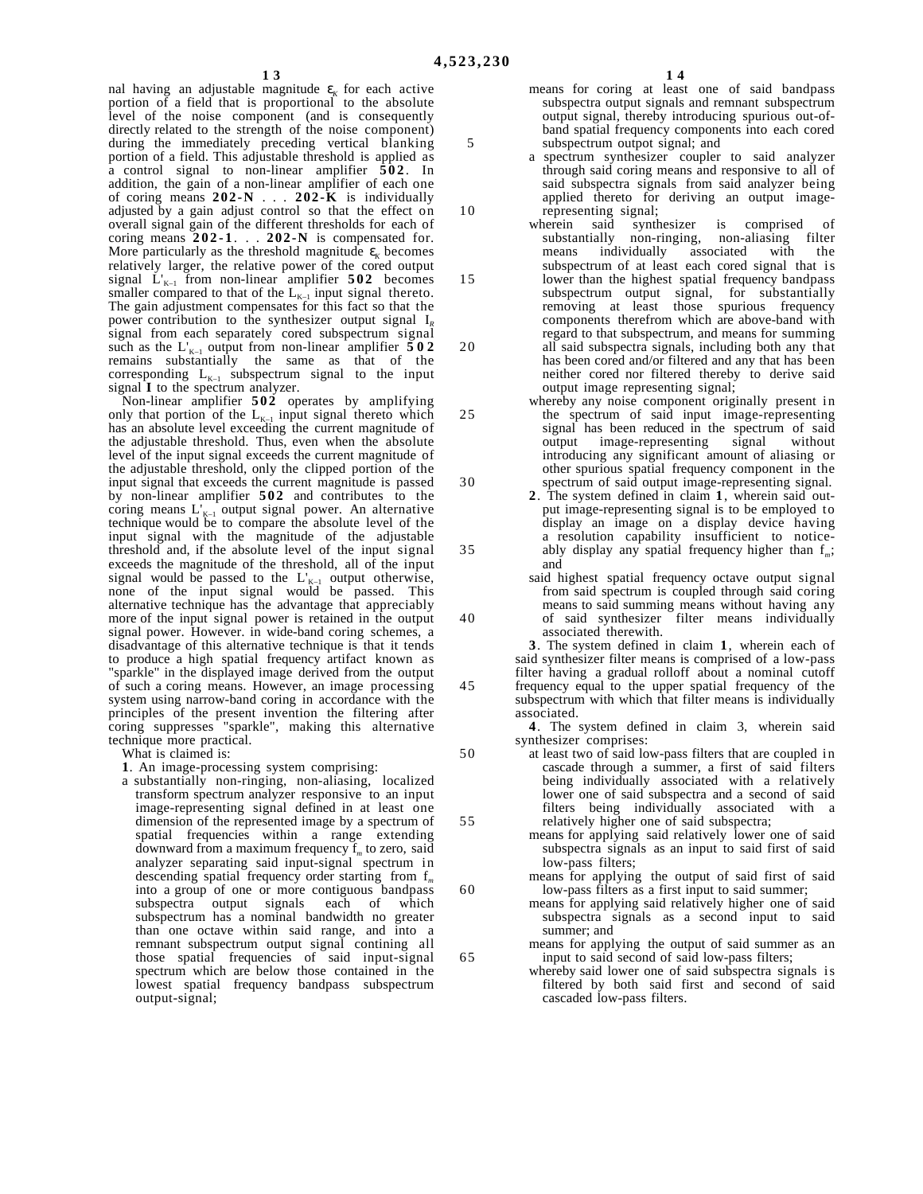nal having an adjustable magnitude $\epsilon_K$ for each active portion of a field that is proportional to the absolute level of the noise component (and is consequently directly related to the strength of the noise component) during the immediately preceding vertical blanking portion of a field. This adjustable threshold is applied as a control signal to non-linear amplifier **502**. In addition, the gain of a non-linear amplifier of each one of coring means **202-N** . . . **202-K** is individually adjusted by a gain adjust control so that the effect on overall signal gain of the different thresholds for each of coring means **202-1**. . . **202-N** is compensated for. More particularly as the threshold magnitude $\epsilon_K$ becomes relatively larger, the relative power of the cored output signal $L'_{K-1}$ from non-linear amplifier **502** becomes smaller compared to that of the $L_{K-1}$ input signal thereto. The gain adjustment compensates for this fact so that the power contribution to the synthesizer output signal $I_R$ signal from each separately cored subspectrum signal such as the $L'_{K-1}$ output from non-linear amplifier **502** remains substantially the same as that of the corresponding $L_{K-1}$ subspectrum signal to the input signal **I** to the spectrum analyzer.

Non-linear amplifier **502** operates by amplifying only that portion of the $L_{K-1}$ input signal thereto which has an absolute level exceeding the current magnitude of the adjustable threshold. Thus, even when the absolute level of the input signal exceeds the current magnitude of the adjustable threshold, only the clipped portion of the input signal that exceeds the current magnitude is passed by non-linear amplifier **502** and contributes to the coring means $L'_{K-1}$ output signal power. An alternative technique would be to compare the absolute level of the input signal with the magnitude of the adjustable threshold and, if the absolute level of the input signal exceeds the magnitude of the threshold, all of the input signal would be passed to the $L'_{K-1}$ output otherwise, none of the input signal would be passed. This alternative technique has the advantage that appreciably more of the input signal power is retained in the output signal power. However. in wide-band coring schemes, a disadvantage of this alternative technique is that it tends to produce a high spatial frequency artifact known as "sparkle" in the displayed image derived from the output of such a coring means. However, an image processing system using narrow-band coring in accordance with the principles of the present invention the filtering after coring suppresses "sparkle", making this alternative technique more practical.

What is claimed is:

**1**. An image-processing system comprising:

a substantially non-ringing, non-aliasing, localized transform spectrum analyzer responsive to an input image-representing signal defined in at least one dimension of the represented image by a spectrum of spatial frequencies within a range extending downward from a maximum frequency $f_m$ to zero, said analyzer separating said input-signal spectrum in descending spatial frequency order starting from $f_m$ into a group of one or more contiguous bandpass subspectra output signals each of which subspectrum has a nominal bandwidth no greater than one octave within said range, and into a remnant subspectrum output signal contining all those spatial frequencies of said input-signal spectrum which are below those contained in the lowest spatial frequency bandpass subspectrum output-signal;

means for coring at least one of said bandpass subspectra output signals and remnant subspectrum output signal, thereby introducing spurious out-of-band spatial frequency components into each cored subspectrum outpot signal; and

a spectrum synthesizer coupler to said analyzer through said coring means and responsive to all of said subspectra signals from said analyzer being applied thereto for deriving an output image-representing signal;

wherein said synthesizer is comprised of substantially non-ringing, non-aliasing filter means individually associated with the subspectrum of at least each cored signal that is lower than the highest spatial frequency bandpass subspectrum output signal, for substantially removing at least those spurious frequency components therefrom which are above-band with regard to that subspectrum, and means for summing all said subspectra signals, including both any that has been cored and/or filtered and any that has been neither cored nor filtered thereby to derive said output image representing signal;

whereby any noise component originally present in the spectrum of said input image-representing signal has been reduced in the spectrum of said output image-representing signal without introducing any significant amount of aliasing or other spurious spatial frequency component in the spectrum of said output image-representing signal.

**2**. The system defined in claim **1**, wherein said output image-representing signal is to be employed to display an image on a display device having a resolution capability insufficient to noticeably display any spatial frequency higher than $f_m$; and

said highest spatial frequency octave output signal from said spectrum is coupled through said coring means to said summing means without having any of said synthesizer filter means individually associated therewith.

**3**. The system defined in claim **1**, wherein each of said synthesizer filter means is comprised of a low-pass filter having a gradual rolloff about a nominal cutoff frequency equal to the upper spatial frequency of the subspectrum with which that filter means is individually associated.

**4**. The system defined in claim 3, wherein said synthesizer comprises:

at least two of said low-pass filters that are coupled in cascade through a summer, a first of said filters being individually associated with a relatively lower one of said subspectra and a second of said filters being individually associated with a relatively higher one of said subspectra;

means for applying said relatively lower one of said subspectra signals as an input to said first of said low-pass filters;

means for applying the output of said first of said low-pass filters as a first input to said summer;

means for applying said relatively higher one of said subspectra signals as a second input to said summer; and

means for applying the output of said summer as an input to said second of said low-pass filters;

whereby said lower one of said subspectra signals is filtered by both said first and second of said cascaded low-pass filters.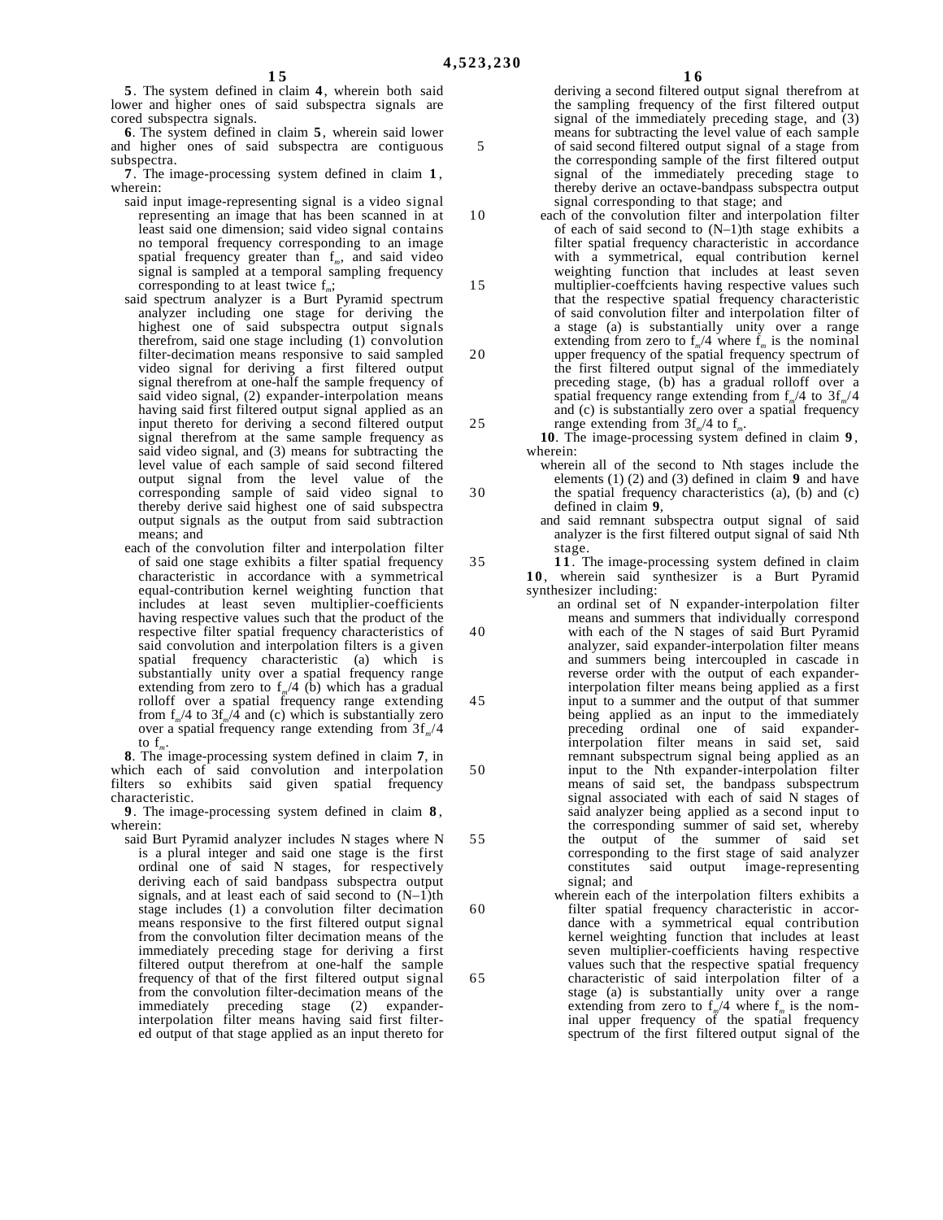**5**. The system defined in claim **4**, wherein both said lower and higher ones of said subspectra signals are cored subspectra signals.

**6**. The system defined in claim **5**, wherein said lower and higher ones of said subspectra are contiguous subspectra.

**7**. The image-processing system defined in claim **1**, wherein:

said input image-representing signal is a video signal representing an image that has been scanned in at least said one dimension; said video signal contains no temporal frequency corresponding to an image spatial frequency greater than $f_m$, and said video signal is sampled at a temporal sampling frequency corresponding to at least twice $f_m$;

said spectrum analyzer is a Burt Pyramid spectrum analyzer including one stage for deriving the highest one of said subspectra output signals therefrom, said one stage including (1) convolution filter-decimation means responsive to said sampled video signal for deriving a first filtered output signal therefrom at one-half the sample frequency of said video signal, (2) expander-interpolation means having said first filtered output signal applied as an input thereto for deriving a second filtered output signal therefrom at the same sample frequency as said video signal, and (3) means for subtracting the level value of each sample of said second filtered output signal from the level value of the corresponding sample of said video signal to thereby derive said highest one of said subspectra output signals as the output from said subtraction means; and

each of the convolution filter and interpolation filter of said one stage exhibits a filter spatial frequency characteristic in accordance with a symmetrical equal-contribution kernel weighting function that includes at least seven multiplier-coefficients having respective values such that the product of the respective filter spatial frequency characteristics of said convolution and interpolation filters is a given spatial frequency characteristic (a) which is substantially unity over a spatial frequency range extending from zero to $f_m/4$ (b) which has a gradual rolloff over a spatial frequency range extending from $f_m/4$ to $3f_m/4$ and (c) which is substantially zero over a spatial frequency range extending from $3f_m/4$ to $f_m$.

**8**. The image-processing system defined in claim **7**, in which each of said convolution and interpolation filters so exhibits said given spatial frequency characteristic.

**9**. The image-processing system defined in claim **8**, wherein:

said Burt Pyramid analyzer includes N stages where N is a plural integer and said one stage is the first ordinal one of said N stages, for respectively deriving each of said bandpass subspectra output signals, and at least each of said second to (N–1)th stage includes (1) a convolution filter decimation means responsive to the first filtered output signal from the convolution filter decimation means of the immediately preceding stage for deriving a first filtered output therefrom at one-half the sample frequency of that of the first filtered output signal from the convolution filter-decimation means of the immediately preceding stage (2) expander-interpolation filter means having said first filtered output of that stage applied as an input thereto for deriving a second filtered output signal therefrom at the sampling frequency of the first filtered output signal of the immediately preceding stage, and (3) means for subtracting the level value of each sample of said second filtered output signal of a stage from the corresponding sample of the first filtered output signal of the immediately preceding stage to thereby derive an octave-bandpass subspectra output signal corresponding to that stage; and

each of the convolution filter and interpolation filter of each of said second to (N–1)th stage exhibits a filter spatial frequency characteristic in accordance with a symmetrical, equal contribution kernel weighting function that includes at least seven multiplier-coeffcients having respective values such that the respective spatial frequency characteristic of said convolution filter and interpolation filter of a stage (a) is substantially unity over a range extending from zero to $f_m/4$ where $f_m$ is the nominal upper frequency of the spatial frequency spectrum of the first filtered output signal of the immediately preceding stage, (b) has a gradual rolloff over a spatial frequency range extending from $f_m/4$ to $3f_m/4$ and (c) is substantially zero over a spatial frequency range extending from $3f_m/4$ to $f_m$.

**10**. The image-processing system defined in claim **9**, wherein:

wherein all of the second to Nth stages include the elements (1) (2) and (3) defined in claim **9** and have the spatial frequency characteristics (a), (b) and (c) defined in claim **9**,

and said remnant subspectra output signal of said analyzer is the first filtered output signal of said Nth stage.

**11**. The image-processing system defined in claim **10**, wherein said synthesizer is a Burt Pyramid synthesizer including:

an ordinal set of N expander-interpolation filter means and summers that individually correspond with each of the N stages of said Burt Pyramid analyzer, said expander-interpolation filter means and summers being intercoupled in cascade in reverse order with the output of each expander-interpolation filter means being applied as a first input to a summer and the output of that summer being applied as an input to the immediately preceding ordinal one of said expander-interpolation filter means in said set, said remnant subspectrum signal being applied as an input to the Nth expander-interpolation filter means of said set, the bandpass subspectrum signal associated with each of said N stages of said analyzer being applied as a second input to the corresponding summer of said set, whereby the output of the summer of said set corresponding to the first stage of said analyzer constitutes said output image-representing signal; and

wherein each of the interpolation filters exhibits a filter spatial frequency characteristic in accordance with a symmetrical equal contribution kernel weighting function that includes at least seven multiplier-coefficients having respective values such that the respective spatial frequency characteristic of said interpolation filter of a stage (a) is substantially unity over a range extending from zero to $f_m/4$ where $f_m$ is the nominal upper frequency of the spatial frequency spectrum of the first filtered output signal of the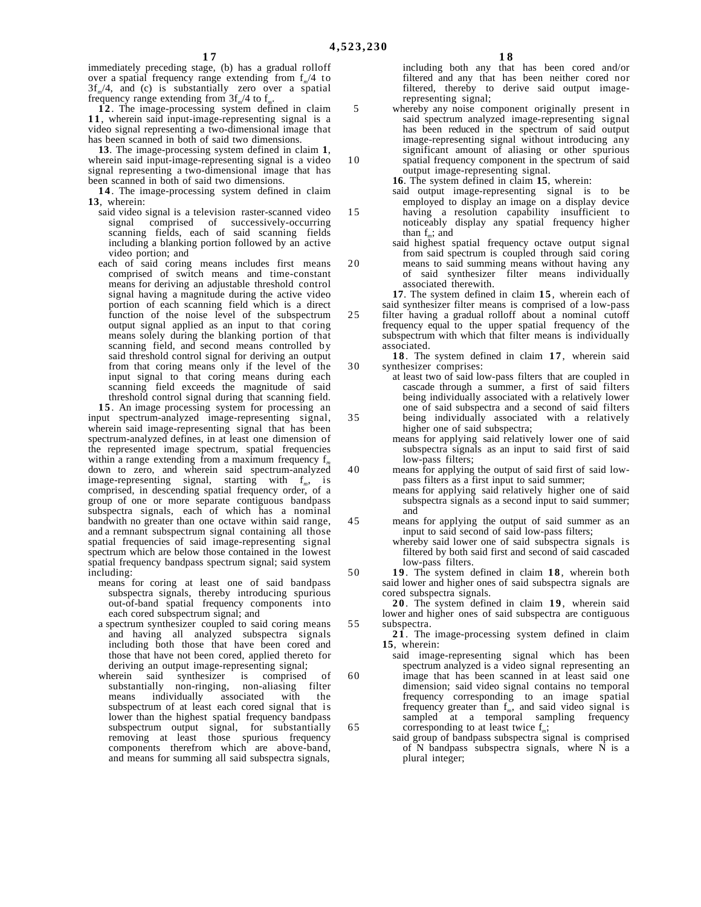immediately preceding stage, (b) has a gradual rolloff over a spatial frequency range extending from $f_m/4$ to $3f_m/4$, and (c) is substantially zero over a spatial frequency range extending from $3f_m/4$ to $f_m$.

**12**. The image-processing system defined in claim **11**, wherein said input-image-representing signal is a video signal representing a two-dimensional image that has been scanned in both of said two dimensions.

**13**. The image-processing system defined in claim **1**, wherein said input-image-representing signal is a video signal representing a two-dimensional image that has been scanned in both of said two dimensions.

**14**. The image-processing system defined in claim **13**, wherein:

said video signal is a television raster-scanned video signal comprised of successively-occurring scanning fields, each of said scanning fields including a blanking portion followed by an active video portion; and

each of said coring means includes first means comprised of switch means and time-constant means for deriving an adjustable threshold control signal having a magnitude during the active video portion of each scanning field which is a direct function of the noise level of the subspectrum output signal applied as an input to that coring means solely during the blanking portion of that scanning field, and second means controlled by said threshold control signal for deriving an output from that coring means only if the level of the input signal to that coring means during each scanning field exceeds the magnitude of said threshold control signal during that scanning field.

**15**. An image processing system for processing an input spectrum-analyzed image-representing signal, wherein said image-representing signal that has been spectrum-analyzed defines, in at least one dimension of the represented image spectrum, spatial frequencies within a range extending from a maximum frequency $f_m$ down to zero, and wherein said spectrum-analyzed image-representing signal, starting with $f_m$, is comprised, in descending spatial frequency order, of a group of one or more separate contiguous bandpass subspectra signals, each of which has a nominal bandwith no greater than one octave within said range, and a remnant subspectrum signal containing all those spatial frequencies of said image-representing signal spectrum which are below those contained in the lowest spatial frequency bandpass spectrum signal; said system including:

means for coring at least one of said bandpass subspectra signals, thereby introducing spurious out-of-band spatial frequency components into each cored subspectrum signal; and

a spectrum synthesizer coupled to said coring means and having all analyzed subspectra signals including both those that have been cored and those that have not been cored, applied thereto for deriving an output image-representing signal;

wherein said synthesizer is comprised of substantially non-ringing, non-aliasing filter means individually associated with the subspectrum of at least each cored signal that is lower than the highest spatial frequency bandpass subspectrum output signal, for substantially removing at least those spurious frequency components therefrom which are above-band, and means for summing all said subspectra signals, including both any that has been cored and/or filtered and any that has been neither cored nor filtered, thereby to derive said output image-representing signal;

whereby any noise component originally present in said spectrum analyzed image-representing signal has been reduced in the spectrum of said output image-representing signal without introducing any significant amount of aliasing or other spurious spatial frequency component in the spectrum of said output image-representing signal.

**16**. The system defined in claim **15**, wherein:

said output image-representing signal is to be employed to display an image on a display device having a resolution capability insufficient to noticeably display any spatial frequency higher than $f_m$; and

said highest spatial frequency octave output signal from said spectrum is coupled through said coring means to said summing means without having any of said synthesizer filter means individually associated therewith.

**17**. The system defined in claim **15**, wherein each of said synthesizer filter means is comprised of a low-pass filter having a gradual rolloff about a nominal cutoff frequency equal to the upper spatial frequency of the subspectrum with which that filter means is individually associated.

**18**. The system defined in claim **17**, wherein said synthesizer comprises:

at least two of said low-pass filters that are coupled in cascade through a summer, a first of said filters being individually associated with a relatively lower one of said subspectra and a second of said filters being individually associated with a relatively higher one of said subspectra;

means for applying said relatively lower one of said subspectra signals as an input to said first of said low-pass filters;

means for applying the output of said first of said low-pass filters as a first input to said summer;

means for applying said relatively higher one of said subspectra signals as a second input to said summer; and

means for applying the output of said summer as an input to said second of said low-pass filters;

whereby said lower one of said subspectra signals is filtered by both said first and second of said cascaded low-pass filters.

**19**. The system defined in claim **18**, wherein both said lower and higher ones of said subspectra signals are cored subspectra signals.

**20**. The system defined in claim **19**, wherein said lower and higher ones of said subspectra are contiguous subspectra.

**21**. The image-processing system defined in claim **15**, wherein:

said image-representing signal which has been spectrum analyzed is a video signal representing an image that has been scanned in at least said one dimension; said video signal contains no temporal frequency corresponding to an image spatial frequency greater than $f_m$, and said video signal is sampled at a temporal sampling frequency corresponding to at least twice $f_m$;

said group of bandpass subspectra signal is comprised of N bandpass subspectra signals, where N is a plural integer;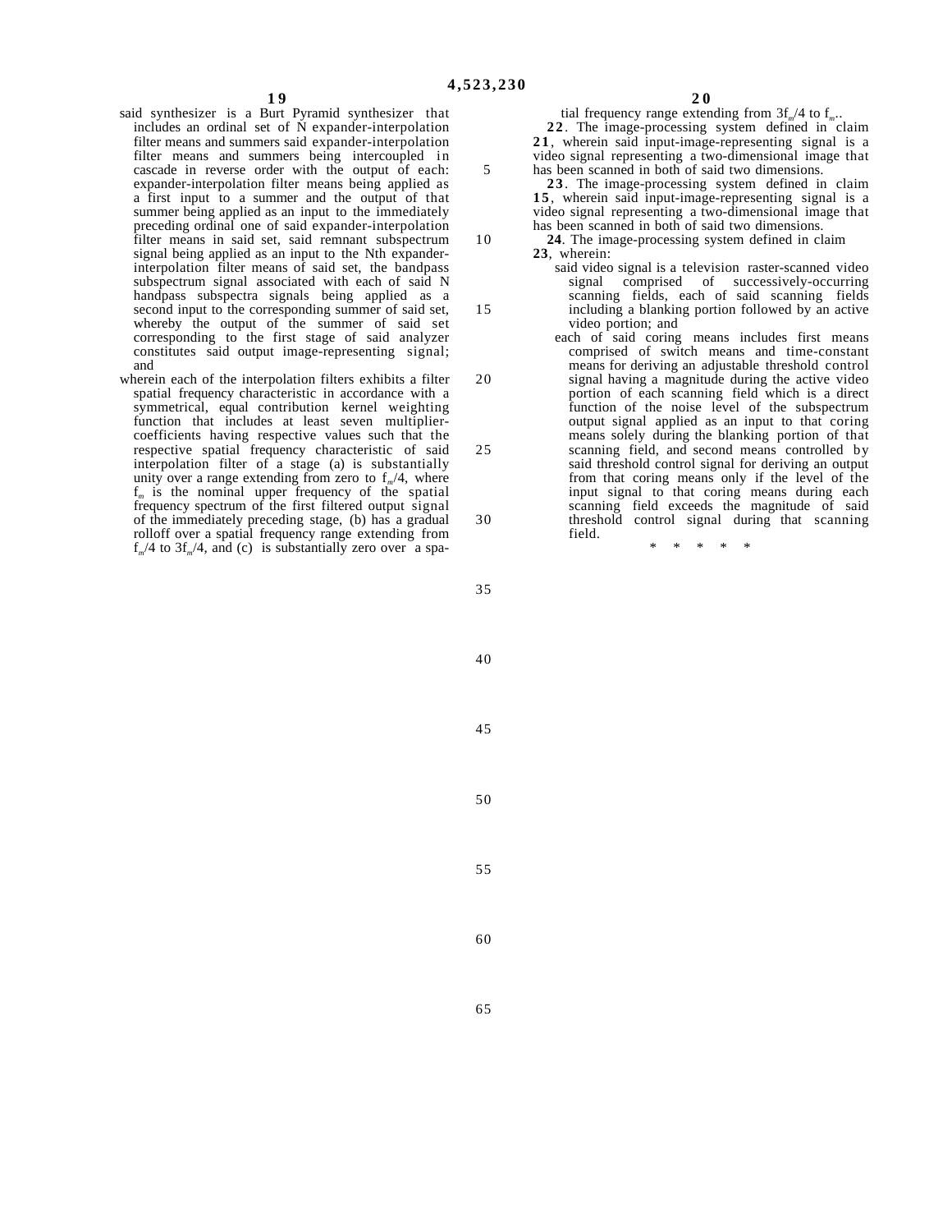said synthesizer is a Burt Pyramid synthesizer that includes an ordinal set of N expander-interpolation filter means and summers said expander-interpolation filter means and summers being intercoupled in cascade in reverse order with the output of each: expander-interpolation filter means being applied as a first input to a summer and the output of that summer being applied as an input to the immediately preceding ordinal one of said expander-interpolation filter means in said set, said remnant subspectrum signal being applied as an input to the Nth expander-interpolation filter means of said set, the bandpass subspectrum signal associated with each of said N handpass subspectra signals being applied as a second input to the corresponding summer of said set, whereby the output of the summer of said set corresponding to the first stage of said analyzer constitutes said output image-representing signal; and

wherein each of the interpolation filters exhibits a filter spatial frequency characteristic in accordance with a symmetrical, equal contribution kernel weighting function that includes at least seven multiplier-coefficients having respective values such that the respective spatial frequency characteristic of said interpolation filter of a stage (a) is substantially unity over a range extending from zero to $f_m/4$, where $f_m$ is the nominal upper frequency of the spatial frequency spectrum of the first filtered output signal of the immediately preceding stage, (b) has a gradual rolloff over a spatial frequency range extending from $f_m/4$ to $3f_m/4$, and (c) is substantially zero over a spatial frequency range extending from $3f_m/4$ to $f_m$..

**22**. The image-processing system defined in claim **21**, wherein said input-image-representing signal is a video signal representing a two-dimensional image that has been scanned in both of said two dimensions.

**23**. The image-processing system defined in claim **15**, wherein said input-image-representing signal is a video signal representing a two-dimensional image that has been scanned in both of said two dimensions.

**24**. The image-processing system defined in claim **23**, wherein:

said video signal is a television raster-scanned video signal comprised of successively-occurring scanning fields, each of said scanning fields including a blanking portion followed by an active video portion; and

each of said coring means includes first means comprised of switch means and time-constant means for deriving an adjustable threshold control signal having a magnitude during the active video portion of each scanning field which is a direct function of the noise level of the subspectrum output signal applied as an input to that coring means solely during the blanking portion of that scanning field, and second means controlled by said threshold control signal for deriving an output from that coring means only if the level of the input signal to that coring means during each scanning field exceeds the magnitude of said threshold control signal during that scanning field.

* * * * *